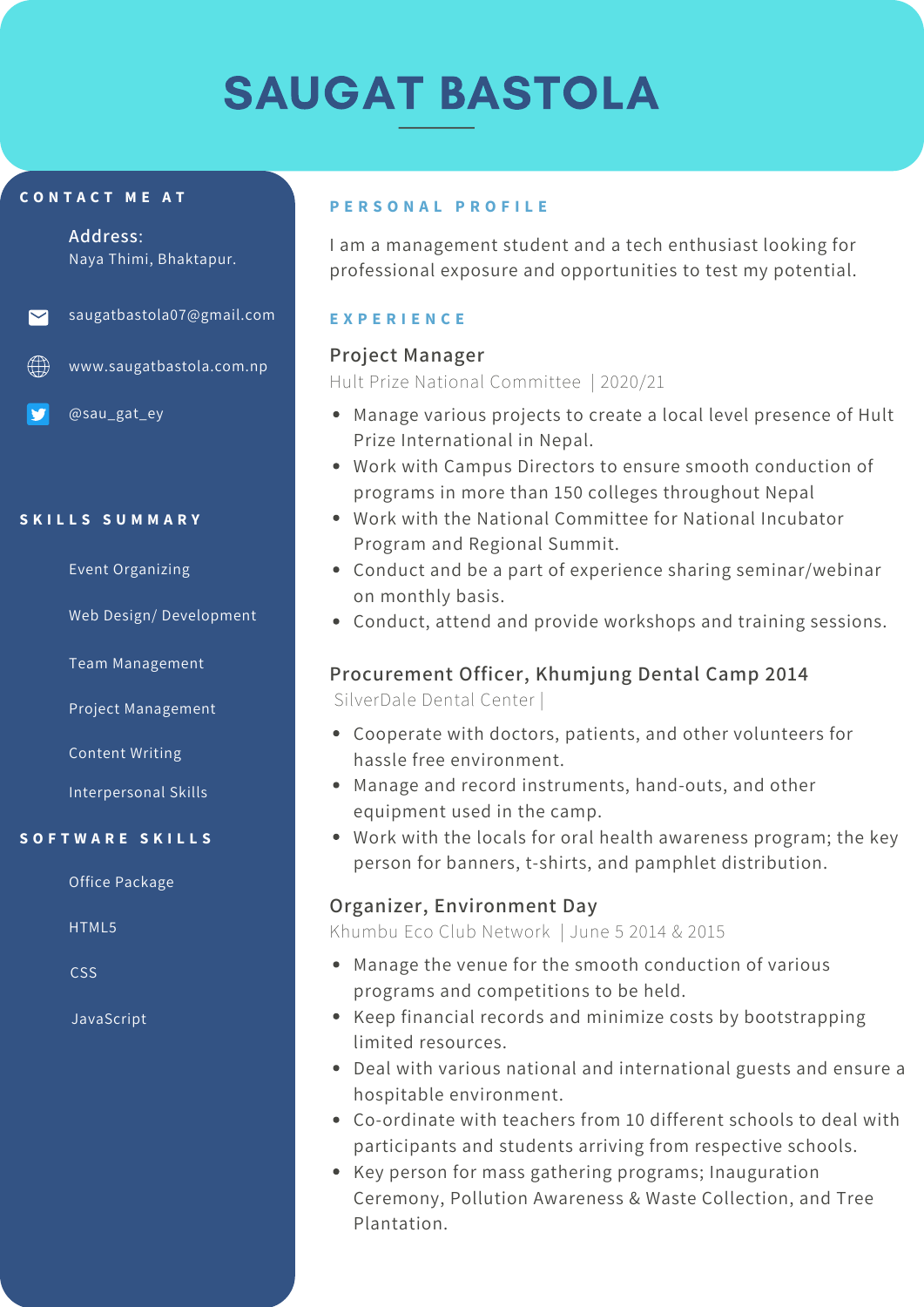# SAUGAT BASTOLA

## CONTACT ME AT

**Address:**
Naya Thimi, Bhaktapur.

saugatbastola07@gmail.com

www.saugatbastola.com.np

@sau_gat_ey

## SKILLS SUMMARY

- Event Organizing
- Web Design/ Development
- Team Management
- Project Management
- Content Writing
- Interpersonal Skills

## SOFTWARE SKILLS

- Office Package
- HTML5
- CSS
- JavaScript

## PERSONAL PROFILE

I am a management student and a tech enthusiast looking for professional exposure and opportunities to test my potential.

## EXPERIENCE

### Project Manager

Hult Prize National Committee | 2020/21

- Manage various projects to create a local level presence of Hult Prize International in Nepal.
- Work with Campus Directors to ensure smooth conduction of programs in more than 150 colleges throughout Nepal
- Work with the National Committee for National Incubator Program and Regional Summit.
- Conduct and be a part of experience sharing seminar/webinar on monthly basis.
- Conduct, attend and provide workshops and training sessions.

### Procurement Officer, Khumjung Dental Camp 2014

SilverDale Dental Center |

- Cooperate with doctors, patients, and other volunteers for hassle free environment.
- Manage and record instruments, hand-outs, and other equipment used in the camp.
- Work with the locals for oral health awareness program; the key person for banners, t-shirts, and pamphlet distribution.

### Organizer, Environment Day

Khumbu Eco Club Network | June 5 2014 & 2015

- Manage the venue for the smooth conduction of various programs and competitions to be held.
- Keep financial records and minimize costs by bootstrapping limited resources.
- Deal with various national and international guests and ensure a hospitable environment.
- Co-ordinate with teachers from 10 different schools to deal with participants and students arriving from respective schools.
- Key person for mass gathering programs; Inauguration Ceremony, Pollution Awareness & Waste Collection, and Tree Plantation.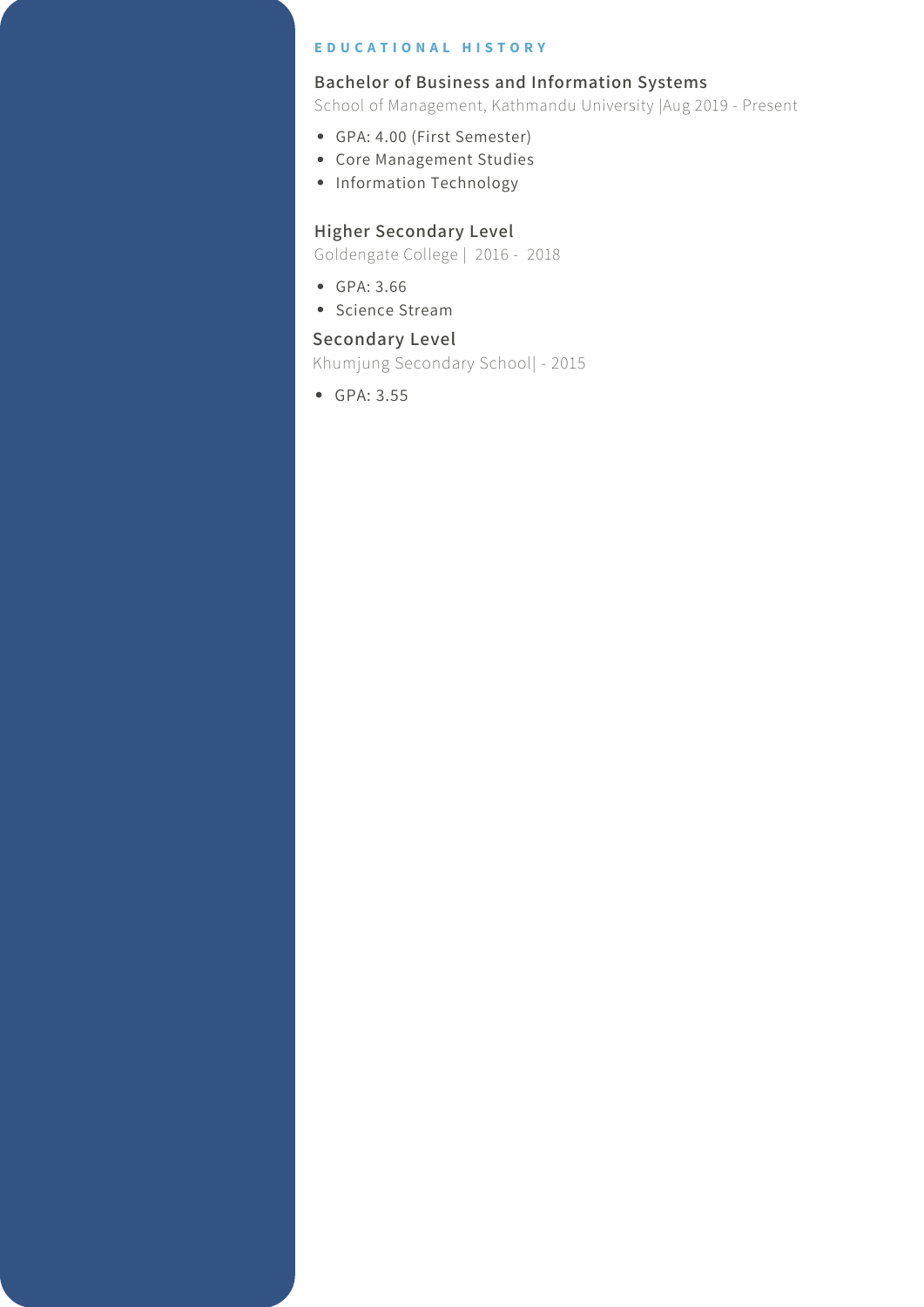## EDUCATIONAL HISTORY

### Bachelor of Business and Information Systems

School of Management, Kathmandu University |Aug 2019 - Present

- GPA: 4.00 (First Semester)
- Core Management Studies
- Information Technology

### Higher Secondary Level

Goldengate College | 2016 - 2018

- GPA: 3.66
- Science Stream

### Secondary Level

Khumjung Secondary School| - 2015

- GPA: 3.55